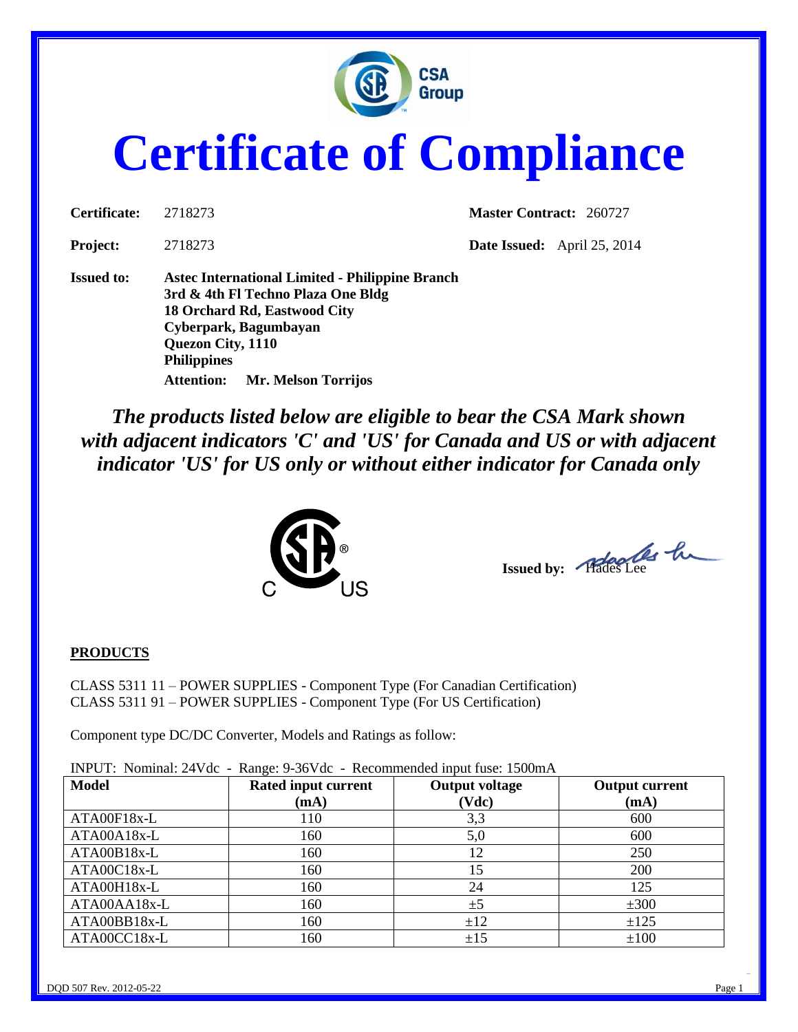# Certificate of Compliance

**Certificate:** 2718273 **Master Contract:** 260727

**Project:** 2718273 **Date Issued:** April 25, 2014

**Issued to:** **Astec International Limited - Philippine Branch**
**3rd & 4th Fl Techno Plaza One Bldg**
**18 Orchard Rd, Eastwood City**
**Cyberpark, Bagumbayan**
**Quezon City, 1110**
**Philippines**
**Attention:** **Mr. Melson Torrijos**

***The products listed below are eligible to bear the CSA Mark shown with adjacent indicators 'C' and 'US' for Canada and US or with adjacent indicator 'US' for US only or without either indicator for Canada only***

**Issued by:** Hades Lee

**PRODUCTS**

CLASS 5311 11 – POWER SUPPLIES - Component Type (For Canadian Certification)
CLASS 5311 91 – POWER SUPPLIES - Component Type (For US Certification)

Component type DC/DC Converter, Models and Ratings as follow:

INPUT: Nominal: 24Vdc - Range: 9-36Vdc - Recommended input fuse: 1500mA

| Model | Rated input current (mA) | Output voltage (Vdc) | Output current (mA) |
|---|---|---|---|
| ATA00F18x-L | 110 | 3,3 | 600 |
| ATA00A18x-L | 160 | 5,0 | 600 |
| ATA00B18x-L | 160 | 12 | 250 |
| ATA00C18x-L | 160 | 15 | 200 |
| ATA00H18x-L | 160 | 24 | 125 |
| ATA00AA18x-L | 160 | ±5 | ±300 |
| ATA00BB18x-L | 160 | ±12 | ±125 |
| ATA00CC18x-L | 160 | ±15 | ±100 |

DQD 507 Rev. 2012-05-22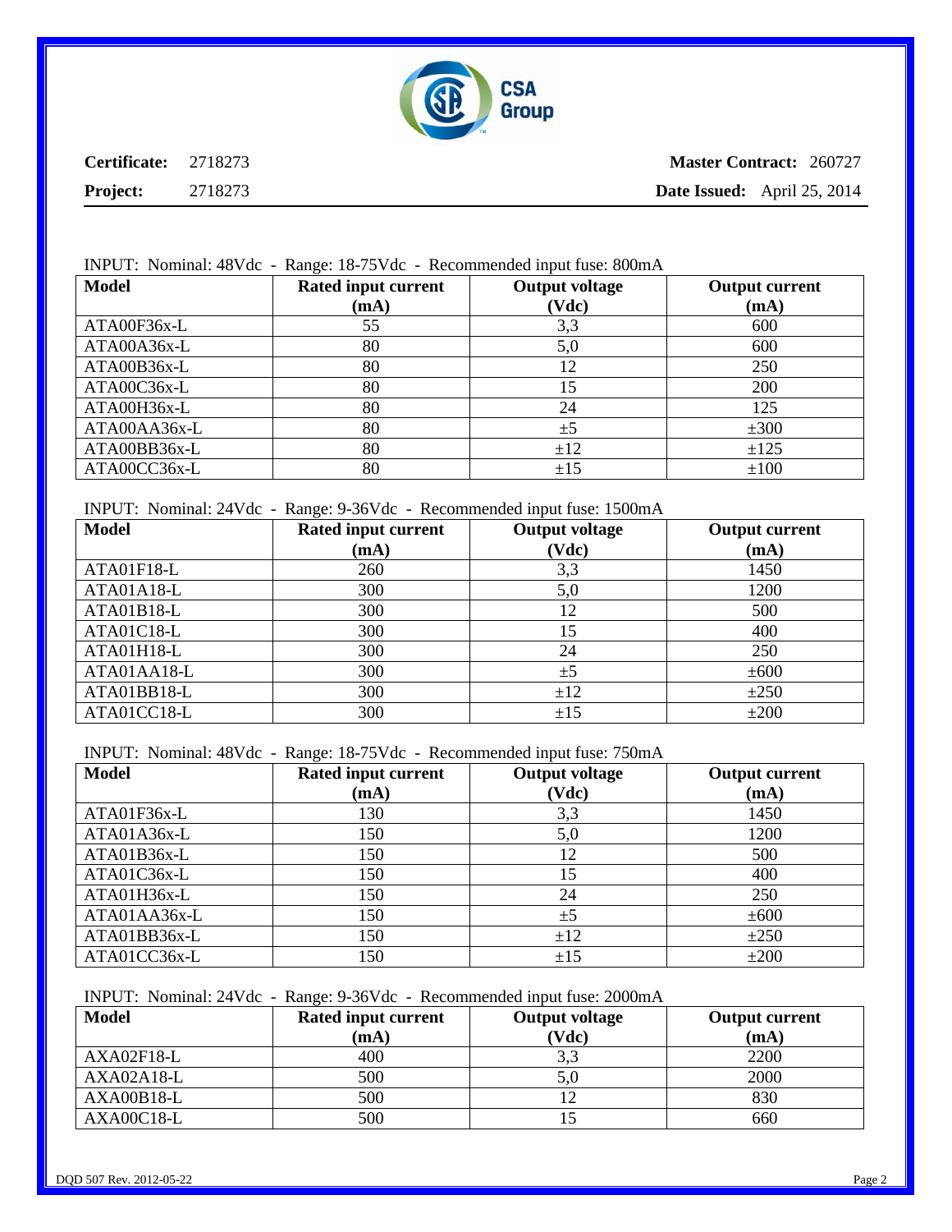**Certificate:** 2718273 **Master Contract:** 260727

**Project:** 2718273 **Date Issued:** April 25, 2014

INPUT: Nominal: 48Vdc - Range: 18-75Vdc - Recommended input fuse: 800mA

| Model | Rated input current (mA) | Output voltage (Vdc) | Output current (mA) |
|---|---|---|---|
| ATA00F36x-L | 55 | 3,3 | 600 |
| ATA00A36x-L | 80 | 5,0 | 600 |
| ATA00B36x-L | 80 | 12 | 250 |
| ATA00C36x-L | 80 | 15 | 200 |
| ATA00H36x-L | 80 | 24 | 125 |
| ATA00AA36x-L | 80 | ±5 | ±300 |
| ATA00BB36x-L | 80 | ±12 | ±125 |
| ATA00CC36x-L | 80 | ±15 | ±100 |

INPUT: Nominal: 24Vdc - Range: 9-36Vdc - Recommended input fuse: 1500mA

| Model | Rated input current (mA) | Output voltage (Vdc) | Output current (mA) |
|---|---|---|---|
| ATA01F18-L | 260 | 3,3 | 1450 |
| ATA01A18-L | 300 | 5,0 | 1200 |
| ATA01B18-L | 300 | 12 | 500 |
| ATA01C18-L | 300 | 15 | 400 |
| ATA01H18-L | 300 | 24 | 250 |
| ATA01AA18-L | 300 | ±5 | ±600 |
| ATA01BB18-L | 300 | ±12 | ±250 |
| ATA01CC18-L | 300 | ±15 | ±200 |

INPUT: Nominal: 48Vdc - Range: 18-75Vdc - Recommended input fuse: 750mA

| Model | Rated input current (mA) | Output voltage (Vdc) | Output current (mA) |
|---|---|---|---|
| ATA01F36x-L | 130 | 3,3 | 1450 |
| ATA01A36x-L | 150 | 5,0 | 1200 |
| ATA01B36x-L | 150 | 12 | 500 |
| ATA01C36x-L | 150 | 15 | 400 |
| ATA01H36x-L | 150 | 24 | 250 |
| ATA01AA36x-L | 150 | ±5 | ±600 |
| ATA01BB36x-L | 150 | ±12 | ±250 |
| ATA01CC36x-L | 150 | ±15 | ±200 |

INPUT: Nominal: 24Vdc - Range: 9-36Vdc - Recommended input fuse: 2000mA

| Model | Rated input current (mA) | Output voltage (Vdc) | Output current (mA) |
|---|---|---|---|
| AXA02F18-L | 400 | 3,3 | 2200 |
| AXA02A18-L | 500 | 5,0 | 2000 |
| AXA00B18-L | 500 | 12 | 830 |
| AXA00C18-L | 500 | 15 | 660 |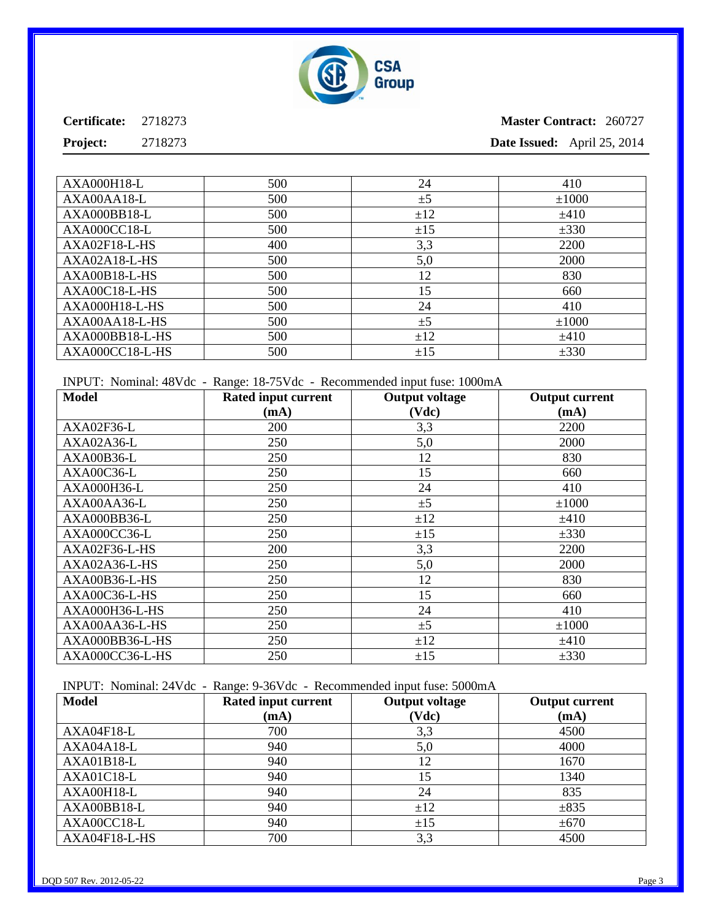| AXA000H18-L | 500 | 24 | 410 |
|---|---|---|---|
| AXA00AA18-L | 500 | ±5 | ±1000 |
| AXA000BB18-L | 500 | ±12 | ±410 |
| AXA000CC18-L | 500 | ±15 | ±330 |
| AXA02F18-L-HS | 400 | 3,3 | 2200 |
| AXA02A18-L-HS | 500 | 5,0 | 2000 |
| AXA00B18-L-HS | 500 | 12 | 830 |
| AXA00C18-L-HS | 500 | 15 | 660 |
| AXA000H18-L-HS | 500 | 24 | 410 |
| AXA00AA18-L-HS | 500 | ±5 | ±1000 |
| AXA000BB18-L-HS | 500 | ±12 | ±410 |
| AXA000CC18-L-HS | 500 | ±15 | ±330 |

INPUT: Nominal: 48Vdc - Range: 18-75Vdc - Recommended input fuse: 1000mA

| Model | Rated input current (mA) | Output voltage (Vdc) | Output current (mA) |
|---|---|---|---|
| AXA02F36-L | 200 | 3,3 | 2200 |
| AXA02A36-L | 250 | 5,0 | 2000 |
| AXA00B36-L | 250 | 12 | 830 |
| AXA00C36-L | 250 | 15 | 660 |
| AXA000H36-L | 250 | 24 | 410 |
| AXA00AA36-L | 250 | ±5 | ±1000 |
| AXA000BB36-L | 250 | ±12 | ±410 |
| AXA000CC36-L | 250 | ±15 | ±330 |
| AXA02F36-L-HS | 200 | 3,3 | 2200 |
| AXA02A36-L-HS | 250 | 5,0 | 2000 |
| AXA00B36-L-HS | 250 | 12 | 830 |
| AXA00C36-L-HS | 250 | 15 | 660 |
| AXA000H36-L-HS | 250 | 24 | 410 |
| AXA00AA36-L-HS | 250 | ±5 | ±1000 |
| AXA000BB36-L-HS | 250 | ±12 | ±410 |
| AXA000CC36-L-HS | 250 | ±15 | ±330 |

INPUT: Nominal: 24Vdc - Range: 9-36Vdc - Recommended input fuse: 5000mA

| Model | Rated input current (mA) | Output voltage (Vdc) | Output current (mA) |
|---|---|---|---|
| AXA04F18-L | 700 | 3,3 | 4500 |
| AXA04A18-L | 940 | 5,0 | 4000 |
| AXA01B18-L | 940 | 12 | 1670 |
| AXA01C18-L | 940 | 15 | 1340 |
| AXA00H18-L | 940 | 24 | 835 |
| AXA00BB18-L | 940 | ±12 | ±835 |
| AXA00CC18-L | 940 | ±15 | ±670 |
| AXA04F18-L-HS | 700 | 3,3 | 4500 |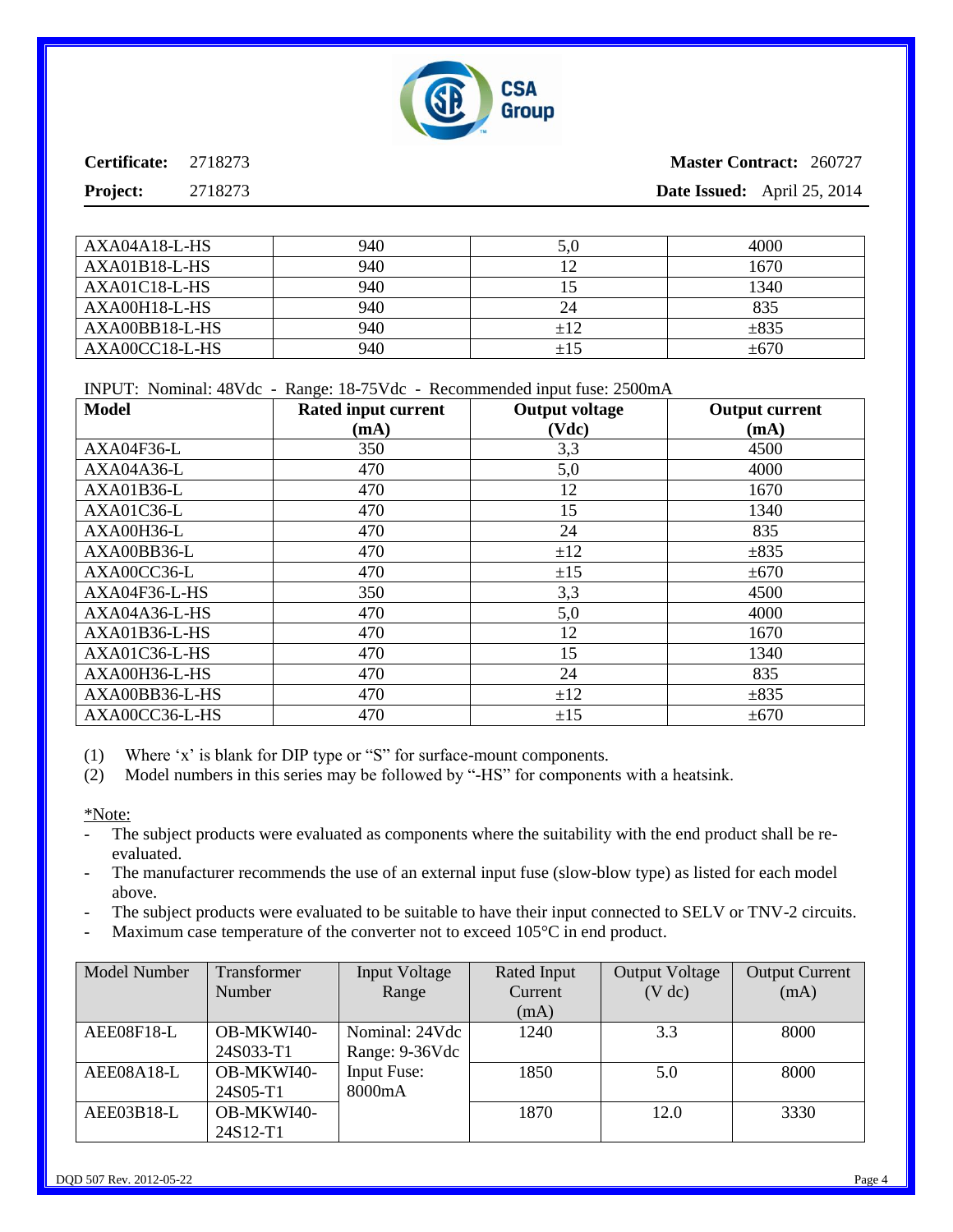**Certificate:** 2718273 **Master Contract:** 260727

**Project:** 2718273 **Date Issued:** April 25, 2014

| | | | |
|---|---|---|---|
| AXA04A18-L-HS | 940 | 5,0 | 4000 |
| AXA01B18-L-HS | 940 | 12 | 1670 |
| AXA01C18-L-HS | 940 | 15 | 1340 |
| AXA00H18-L-HS | 940 | 24 | 835 |
| AXA00BB18-L-HS | 940 | ±12 | ±835 |
| AXA00CC18-L-HS | 940 | ±15 | ±670 |

INPUT: Nominal: 48Vdc - Range: 18-75Vdc - Recommended input fuse: 2500mA

| Model | Rated input current (mA) | Output voltage (Vdc) | Output current (mA) |
|---|---|---|---|
| AXA04F36-L | 350 | 3,3 | 4500 |
| AXA04A36-L | 470 | 5,0 | 4000 |
| AXA01B36-L | 470 | 12 | 1670 |
| AXA01C36-L | 470 | 15 | 1340 |
| AXA00H36-L | 470 | 24 | 835 |
| AXA00BB36-L | 470 | ±12 | ±835 |
| AXA00CC36-L | 470 | ±15 | ±670 |
| AXA04F36-L-HS | 350 | 3,3 | 4500 |
| AXA04A36-L-HS | 470 | 5,0 | 4000 |
| AXA01B36-L-HS | 470 | 12 | 1670 |
| AXA01C36-L-HS | 470 | 15 | 1340 |
| AXA00H36-L-HS | 470 | 24 | 835 |
| AXA00BB36-L-HS | 470 | ±12 | ±835 |
| AXA00CC36-L-HS | 470 | ±15 | ±670 |

(1) Where 'x' is blank for DIP type or "S" for surface-mount components.
(2) Model numbers in this series may be followed by "-HS" for components with a heatsink.

*Note:
- The subject products were evaluated as components where the suitability with the end product shall be re-evaluated.
- The manufacturer recommends the use of an external input fuse (slow-blow type) as listed for each model above.
- The subject products were evaluated to be suitable to have their input connected to SELV or TNV-2 circuits.
- Maximum case temperature of the converter not to exceed 105°C in end product.

| Model Number | Transformer Number | Input Voltage Range | Rated Input Current (mA) | Output Voltage (V dc) | Output Current (mA) |
|---|---|---|---|---|---|
| AEE08F18-L | OB-MKWI40-24S033-T1 | Nominal: 24Vdc Range: 9-36Vdc Input Fuse: 8000mA | 1240 | 3.3 | 8000 |
| AEE08A18-L | OB-MKWI40-24S05-T1 | | 1850 | 5.0 | 8000 |
| AEE03B18-L | OB-MKWI40-24S12-T1 | | 1870 | 12.0 | 3330 |

DQD 507 Rev. 2012-05-22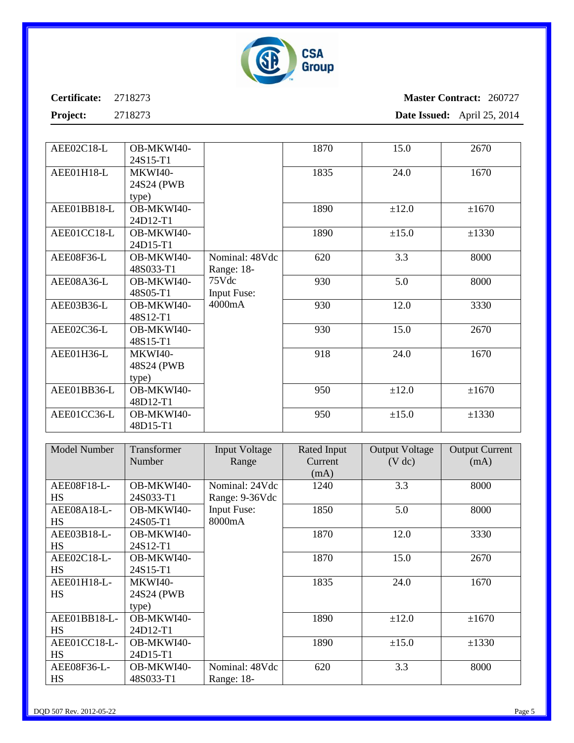Certificate: 2718273 Master Contract: 260727

Project: 2718273 Date Issued: April 25, 2014

| | | | | | |
|---|---|---|---|---|---|
| AEE02C18-L | OB-MKWI40-24S15-T1 | | 1870 | 15.0 | 2670 |
| AEE01H18-L | MKWI40-24S24 (PWB type) | | 1835 | 24.0 | 1670 |
| AEE01BB18-L | OB-MKWI40-24D12-T1 | | 1890 | ±12.0 | ±1670 |
| AEE01CC18-L | OB-MKWI40-24D15-T1 | | 1890 | ±15.0 | ±1330 |
| AEE08F36-L | OB-MKWI40-48S033-T1 | Nominal: 48Vdc Range: 18-75Vdc Input Fuse: 4000mA | 620 | 3.3 | 8000 |
| AEE08A36-L | OB-MKWI40-48S05-T1 | | 930 | 5.0 | 8000 |
| AEE03B36-L | OB-MKWI40-48S12-T1 | | 930 | 12.0 | 3330 |
| AEE02C36-L | OB-MKWI40-48S15-T1 | | 930 | 15.0 | 2670 |
| AEE01H36-L | MKWI40-48S24 (PWB type) | | 918 | 24.0 | 1670 |
| AEE01BB36-L | OB-MKWI40-48D12-T1 | | 950 | ±12.0 | ±1670 |
| AEE01CC36-L | OB-MKWI40-48D15-T1 | | 950 | ±15.0 | ±1330 |

| Model Number | Transformer Number | Input Voltage Range | Rated Input Current (mA) | Output Voltage (V dc) | Output Current (mA) |
|---|---|---|---|---|---|
| AEE08F18-L-HS | OB-MKWI40-24S033-T1 | Nominal: 24Vdc Range: 9-36Vdc Input Fuse: 8000mA | 1240 | 3.3 | 8000 |
| AEE08A18-L-HS | OB-MKWI40-24S05-T1 | | 1850 | 5.0 | 8000 |
| AEE03B18-L-HS | OB-MKWI40-24S12-T1 | | 1870 | 12.0 | 3330 |
| AEE02C18-L-HS | OB-MKWI40-24S15-T1 | | 1870 | 15.0 | 2670 |
| AEE01H18-L-HS | MKWI40-24S24 (PWB type) | | 1835 | 24.0 | 1670 |
| AEE01BB18-L-HS | OB-MKWI40-24D12-T1 | | 1890 | ±12.0 | ±1670 |
| AEE01CC18-L-HS | OB-MKWI40-24D15-T1 | | 1890 | ±15.0 | ±1330 |
| AEE08F36-L-HS | OB-MKWI40-48S033-T1 | Nominal: 48Vdc Range: 18- | 620 | 3.3 | 8000 |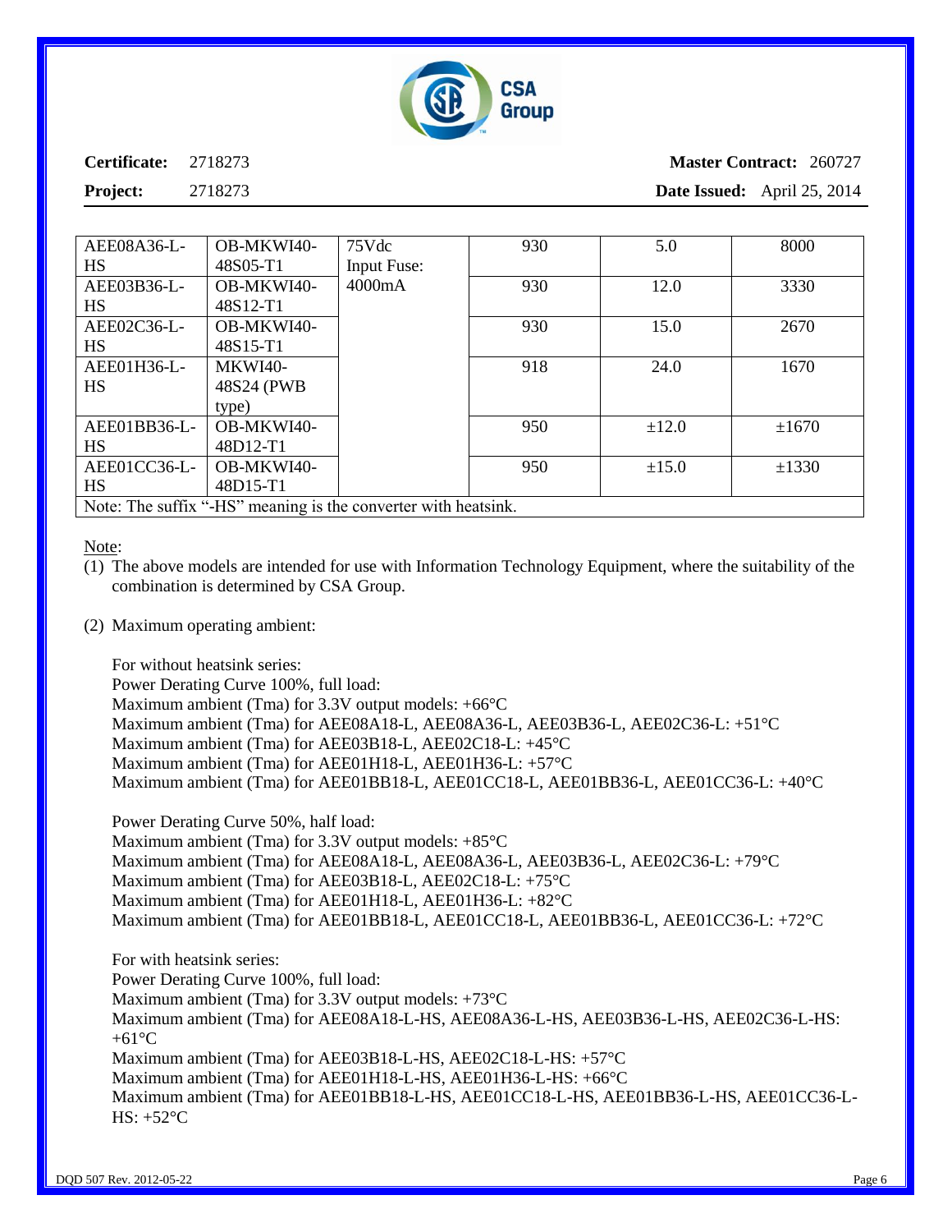Certificate: 2718273 Master Contract: 260727

Project: 2718273 Date Issued: April 25, 2014

| | | | | | |
|---|---|---|---|---|---|
| AEE08A36-L-HS | OB-MKWI40-48S05-T1 | 75Vdc Input Fuse: 4000mA | 930 | 5.0 | 8000 |
| AEE03B36-L-HS | OB-MKWI40-48S12-T1 | | 930 | 12.0 | 3330 |
| AEE02C36-L-HS | OB-MKWI40-48S15-T1 | | 930 | 15.0 | 2670 |
| AEE01H36-L-HS | MKWI40-48S24 (PWB type) | | 918 | 24.0 | 1670 |
| AEE01BB36-L-HS | OB-MKWI40-48D12-T1 | | 950 | ±12.0 | ±1670 |
| AEE01CC36-L-HS | OB-MKWI40-48D15-T1 | | 950 | ±15.0 | ±1330 |
| Note: The suffix "-HS" meaning is the converter with heatsink. | | | | | |

Note:

(1) The above models are intended for use with Information Technology Equipment, where the suitability of the combination is determined by CSA Group.

(2) Maximum operating ambient:

For without heatsink series:
Power Derating Curve 100%, full load:
Maximum ambient (Tma) for 3.3V output models: +66°C
Maximum ambient (Tma) for AEE08A18-L, AEE08A36-L, AEE03B36-L, AEE02C36-L: +51°C
Maximum ambient (Tma) for AEE03B18-L, AEE02C18-L: +45°C
Maximum ambient (Tma) for AEE01H18-L, AEE01H36-L: +57°C
Maximum ambient (Tma) for AEE01BB18-L, AEE01CC18-L, AEE01BB36-L, AEE01CC36-L: +40°C

Power Derating Curve 50%, half load:
Maximum ambient (Tma) for 3.3V output models: +85°C
Maximum ambient (Tma) for AEE08A18-L, AEE08A36-L, AEE03B36-L, AEE02C36-L: +79°C
Maximum ambient (Tma) for AEE03B18-L, AEE02C18-L: +75°C
Maximum ambient (Tma) for AEE01H18-L, AEE01H36-L: +82°C
Maximum ambient (Tma) for AEE01BB18-L, AEE01CC18-L, AEE01BB36-L, AEE01CC36-L: +72°C

For with heatsink series:
Power Derating Curve 100%, full load:
Maximum ambient (Tma) for 3.3V output models: +73°C
Maximum ambient (Tma) for AEE08A18-L-HS, AEE08A36-L-HS, AEE03B36-L-HS, AEE02C36-L-HS: +61°C
Maximum ambient (Tma) for AEE03B18-L-HS, AEE02C18-L-HS: +57°C
Maximum ambient (Tma) for AEE01H18-L-HS, AEE01H36-L-HS: +66°C
Maximum ambient (Tma) for AEE01BB18-L-HS, AEE01CC18-L-HS, AEE01BB36-L-HS, AEE01CC36-L-HS: +52°C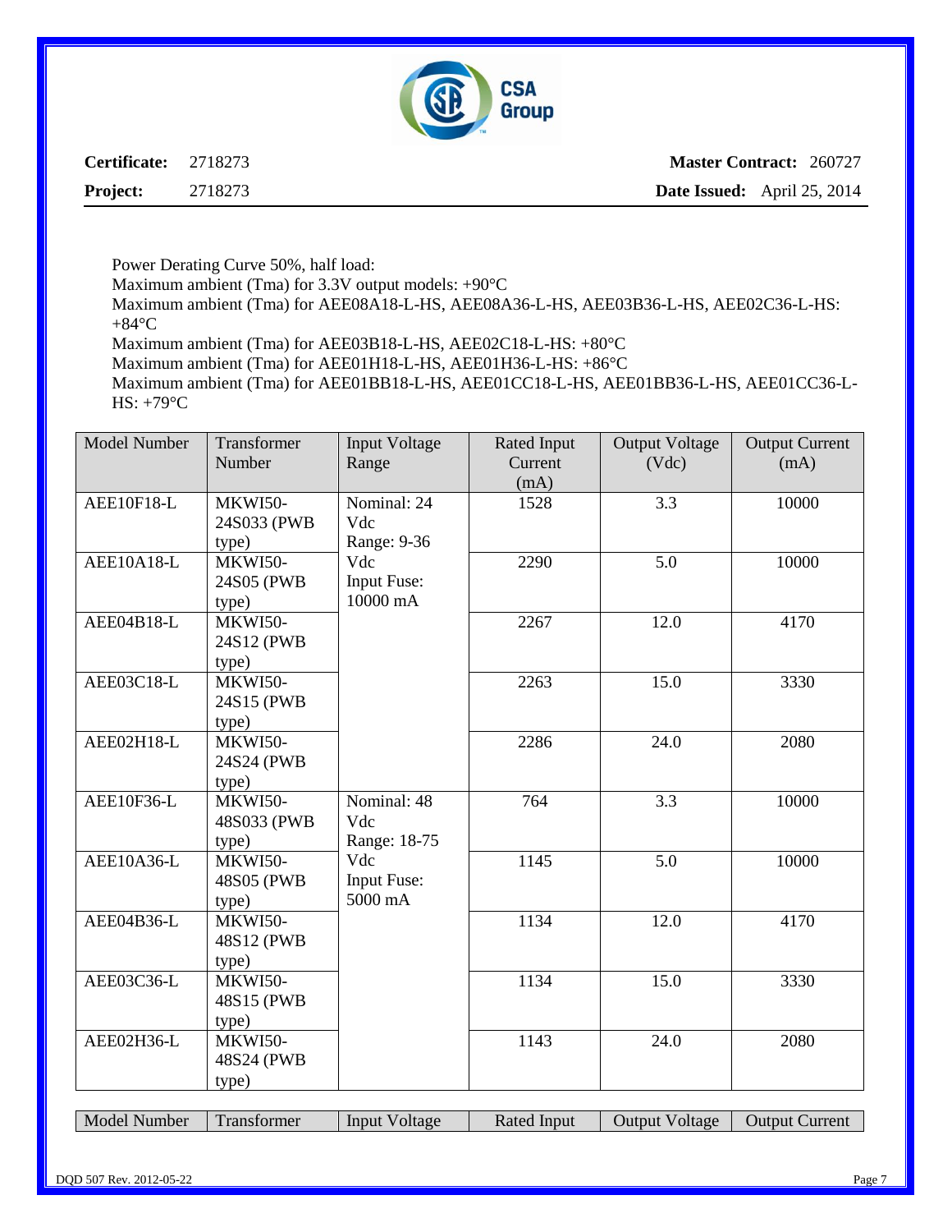Certificate: 2718273 | Master Contract: 260727
Project: 2718273 | Date Issued: April 25, 2014

Power Derating Curve 50%, half load:
Maximum ambient (Tma) for 3.3V output models: +90°C
Maximum ambient (Tma) for AEE08A18-L-HS, AEE08A36-L-HS, AEE03B36-L-HS, AEE02C36-L-HS: +84°C
Maximum ambient (Tma) for AEE03B18-L-HS, AEE02C18-L-HS: +80°C
Maximum ambient (Tma) for AEE01H18-L-HS, AEE01H36-L-HS: +86°C
Maximum ambient (Tma) for AEE01BB18-L-HS, AEE01CC18-L-HS, AEE01BB36-L-HS, AEE01CC36-L-HS: +79°C

| Model Number | Transformer Number | Input Voltage Range | Rated Input Current (mA) | Output Voltage (Vdc) | Output Current (mA) |
|---|---|---|---|---|---|
| AEE10F18-L | MKWI50-24S033 (PWB type) | Nominal: 24 Vdc Range: 9-36 Vdc Input Fuse: 10000 mA | 1528 | 3.3 | 10000 |
| AEE10A18-L | MKWI50-24S05 (PWB type) | | 2290 | 5.0 | 10000 |
| AEE04B18-L | MKWI50-24S12 (PWB type) | | 2267 | 12.0 | 4170 |
| AEE03C18-L | MKWI50-24S15 (PWB type) | | 2263 | 15.0 | 3330 |
| AEE02H18-L | MKWI50-24S24 (PWB type) | | 2286 | 24.0 | 2080 |
| AEE10F36-L | MKWI50-48S033 (PWB type) | Nominal: 48 Vdc Range: 18-75 Vdc Input Fuse: 5000 mA | 764 | 3.3 | 10000 |
| AEE10A36-L | MKWI50-48S05 (PWB type) | | 1145 | 5.0 | 10000 |
| AEE04B36-L | MKWI50-48S12 (PWB type) | | 1134 | 12.0 | 4170 |
| AEE03C36-L | MKWI50-48S15 (PWB type) | | 1134 | 15.0 | 3330 |
| AEE02H36-L | MKWI50-48S24 (PWB type) | | 1143 | 24.0 | 2080 |

| Model Number | Transformer | Input Voltage | Rated Input | Output Voltage | Output Current |
|---|---|---|---|---|---|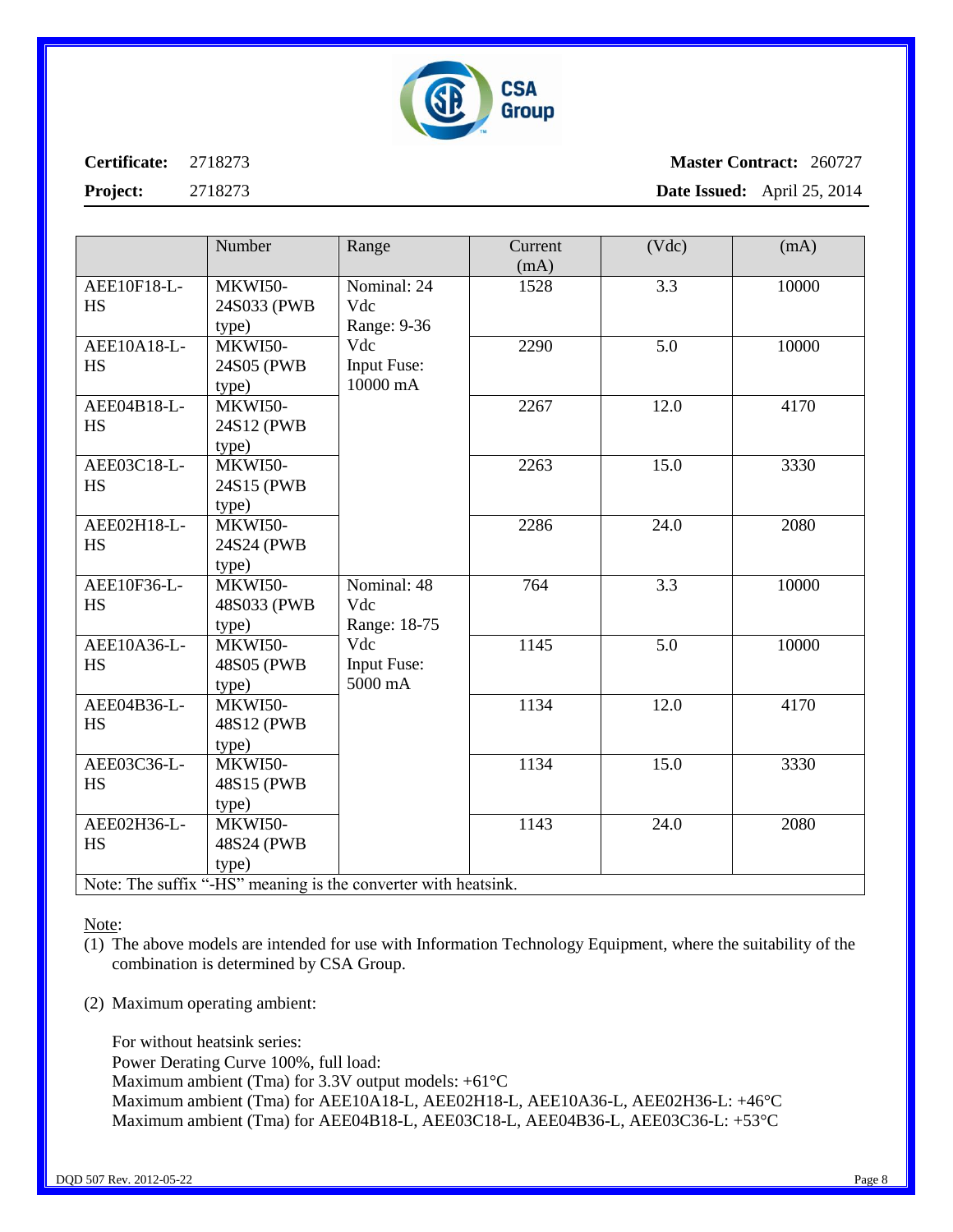**Certificate:** 2718273 **Master Contract:** 260727

**Project:** 2718273 **Date Issued:** April 25, 2014

| | Number | Range | Current (mA) | (Vdc) | (mA) |
|---|---|---|---|---|---|
| AEE10F18-L-HS | MKWI50-24S033 (PWB type) | Nominal: 24 Vdc Range: 9-36 Vdc Input Fuse: 10000 mA | 1528 | 3.3 | 10000 |
| AEE10A18-L-HS | MKWI50-24S05 (PWB type) | | 2290 | 5.0 | 10000 |
| AEE04B18-L-HS | MKWI50-24S12 (PWB type) | | 2267 | 12.0 | 4170 |
| AEE03C18-L-HS | MKWI50-24S15 (PWB type) | | 2263 | 15.0 | 3330 |
| AEE02H18-L-HS | MKWI50-24S24 (PWB type) | | 2286 | 24.0 | 2080 |
| AEE10F36-L-HS | MKWI50-48S033 (PWB type) | Nominal: 48 Vdc Range: 18-75 Vdc Input Fuse: 5000 mA | 764 | 3.3 | 10000 |
| AEE10A36-L-HS | MKWI50-48S05 (PWB type) | | 1145 | 5.0 | 10000 |
| AEE04B36-L-HS | MKWI50-48S12 (PWB type) | | 1134 | 12.0 | 4170 |
| AEE03C36-L-HS | MKWI50-48S15 (PWB type) | | 1134 | 15.0 | 3330 |
| AEE02H36-L-HS | MKWI50-48S24 (PWB type) | | 1143 | 24.0 | 2080 |
| Note: The suffix "-HS" meaning is the converter with heatsink. | | | | | |

Note:

(1) The above models are intended for use with Information Technology Equipment, where the suitability of the combination is determined by CSA Group.

(2) Maximum operating ambient:

For without heatsink series:
Power Derating Curve 100%, full load:
Maximum ambient (Tma) for 3.3V output models: +61°C
Maximum ambient (Tma) for AEE10A18-L, AEE02H18-L, AEE10A36-L, AEE02H36-L: +46°C
Maximum ambient (Tma) for AEE04B18-L, AEE03C18-L, AEE04B36-L, AEE03C36-L: +53°C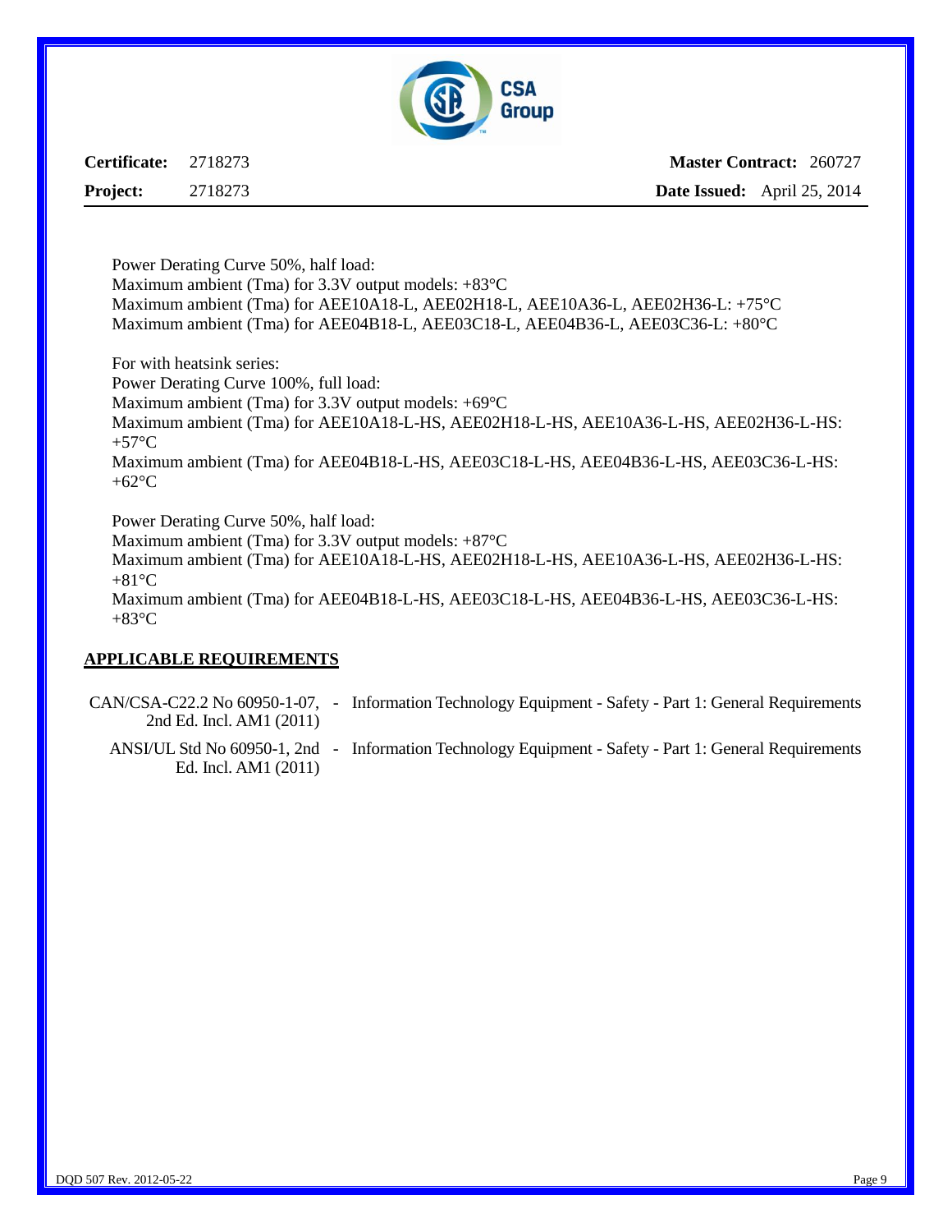Power Derating Curve 50%, half load:
Maximum ambient (Tma) for 3.3V output models: +83°C
Maximum ambient (Tma) for AEE10A18-L, AEE02H18-L, AEE10A36-L, AEE02H36-L: +75°C
Maximum ambient (Tma) for AEE04B18-L, AEE03C18-L, AEE04B36-L, AEE03C36-L: +80°C

For with heatsink series:
Power Derating Curve 100%, full load:
Maximum ambient (Tma) for 3.3V output models: +69°C
Maximum ambient (Tma) for AEE10A18-L-HS, AEE02H18-L-HS, AEE10A36-L-HS, AEE02H36-L-HS: +57°C
Maximum ambient (Tma) for AEE04B18-L-HS, AEE03C18-L-HS, AEE04B36-L-HS, AEE03C36-L-HS: +62°C

Power Derating Curve 50%, half load:
Maximum ambient (Tma) for 3.3V output models: +87°C
Maximum ambient (Tma) for AEE10A18-L-HS, AEE02H18-L-HS, AEE10A36-L-HS, AEE02H36-L-HS: +81°C
Maximum ambient (Tma) for AEE04B18-L-HS, AEE03C18-L-HS, AEE04B36-L-HS, AEE03C36-L-HS: +83°C

## APPLICABLE REQUIREMENTS

| | | |
|---|---|---|
| CAN/CSA-C22.2 No 60950-1-07, 2nd Ed. Incl. AM1 (2011) | - | Information Technology Equipment - Safety - Part 1: General Requirements |
| ANSI/UL Std No 60950-1, 2nd Ed. Incl. AM1 (2011) | - | Information Technology Equipment - Safety - Part 1: General Requirements |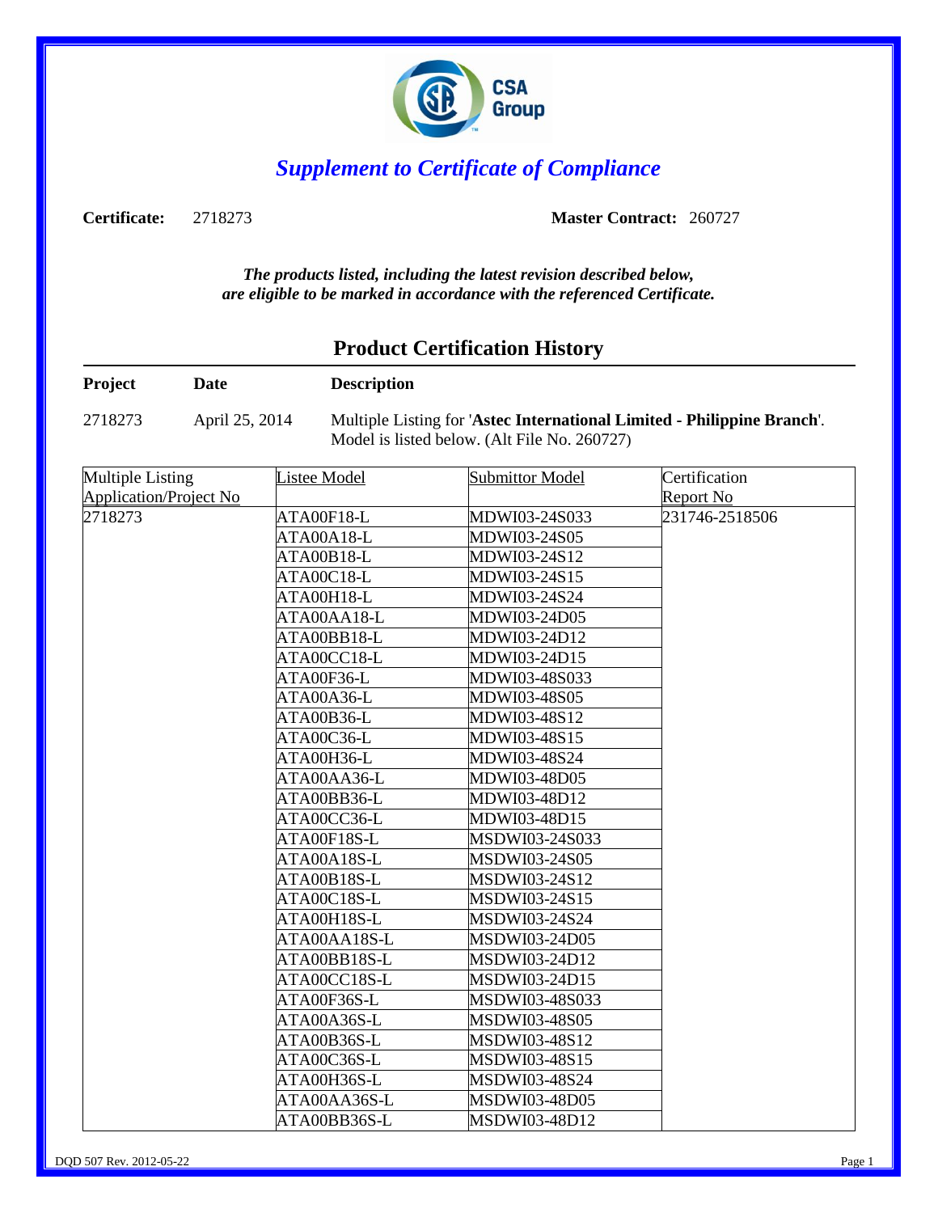CSA Group

# *Supplement to Certificate of Compliance*

**Certificate:** 2718273 **Master Contract:** 260727

***The products listed, including the latest revision described below, are eligible to be marked in accordance with the referenced Certificate.***

## Product Certification History

| **Project** | **Date** | **Description** |
|---|---|---|
| 2718273 | April 25, 2014 | Multiple Listing for '**Astec International Limited - Philippine Branch**'. Model is listed below. (Alt File No. 260727) |

| Multiple Listing Application/Project No | Listee Model | Submittor Model | Certification Report No |
|---|---|---|---|
| 2718273 | ATA00F18-L | MDWI03-24S033 | 231746-2518506 |
| | ATA00A18-L | MDWI03-24S05 | |
| | ATA00B18-L | MDWI03-24S12 | |
| | ATA00C18-L | MDWI03-24S15 | |
| | ATA00H18-L | MDWI03-24S24 | |
| | ATA00AA18-L | MDWI03-24D05 | |
| | ATA00BB18-L | MDWI03-24D12 | |
| | ATA00CC18-L | MDWI03-24D15 | |
| | ATA00F36-L | MDWI03-48S033 | |
| | ATA00A36-L | MDWI03-48S05 | |
| | ATA00B36-L | MDWI03-48S12 | |
| | ATA00C36-L | MDWI03-48S15 | |
| | ATA00H36-L | MDWI03-48S24 | |
| | ATA00AA36-L | MDWI03-48D05 | |
| | ATA00BB36-L | MDWI03-48D12 | |
| | ATA00CC36-L | MDWI03-48D15 | |
| | ATA00F18S-L | MSDWI03-24S033 | |
| | ATA00A18S-L | MSDWI03-24S05 | |
| | ATA00B18S-L | MSDWI03-24S12 | |
| | ATA00C18S-L | MSDWI03-24S15 | |
| | ATA00H18S-L | MSDWI03-24S24 | |
| | ATA00AA18S-L | MSDWI03-24D05 | |
| | ATA00BB18S-L | MSDWI03-24D12 | |
| | ATA00CC18S-L | MSDWI03-24D15 | |
| | ATA00F36S-L | MSDWI03-48S033 | |
| | ATA00A36S-L | MSDWI03-48S05 | |
| | ATA00B36S-L | MSDWI03-48S12 | |
| | ATA00C36S-L | MSDWI03-48S15 | |
| | ATA00H36S-L | MSDWI03-48S24 | |
| | ATA00AA36S-L | MSDWI03-48D05 | |
| | ATA00BB36S-L | MSDWI03-48D12 | |

DQD 507 Rev. 2012-05-22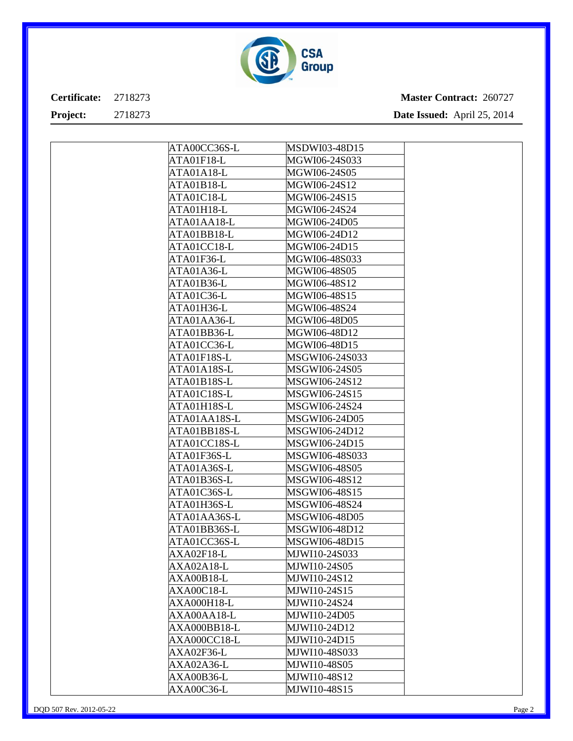**Certificate:** 2718273 **Master Contract:** 260727

**Project:** 2718273 **Date Issued:** April 25, 2014

| | | | |
|---|---|---|---|
| | ATA00CC36S-L | MSDWI03-48D15 | |
| | ATA01F18-L | MGWI06-24S033 | |
| | ATA01A18-L | MGWI06-24S05 | |
| | ATA01B18-L | MGWI06-24S12 | |
| | ATA01C18-L | MGWI06-24S15 | |
| | ATA01H18-L | MGWI06-24S24 | |
| | ATA01AA18-L | MGWI06-24D05 | |
| | ATA01BB18-L | MGWI06-24D12 | |
| | ATA01CC18-L | MGWI06-24D15 | |
| | ATA01F36-L | MGWI06-48S033 | |
| | ATA01A36-L | MGWI06-48S05 | |
| | ATA01B36-L | MGWI06-48S12 | |
| | ATA01C36-L | MGWI06-48S15 | |
| | ATA01H36-L | MGWI06-48S24 | |
| | ATA01AA36-L | MGWI06-48D05 | |
| | ATA01BB36-L | MGWI06-48D12 | |
| | ATA01CC36-L | MGWI06-48D15 | |
| | ATA01F18S-L | MSGWI06-24S033 | |
| | ATA01A18S-L | MSGWI06-24S05 | |
| | ATA01B18S-L | MSGWI06-24S12 | |
| | ATA01C18S-L | MSGWI06-24S15 | |
| | ATA01H18S-L | MSGWI06-24S24 | |
| | ATA01AA18S-L | MSGWI06-24D05 | |
| | ATA01BB18S-L | MSGWI06-24D12 | |
| | ATA01CC18S-L | MSGWI06-24D15 | |
| | ATA01F36S-L | MSGWI06-48S033 | |
| | ATA01A36S-L | MSGWI06-48S05 | |
| | ATA01B36S-L | MSGWI06-48S12 | |
| | ATA01C36S-L | MSGWI06-48S15 | |
| | ATA01H36S-L | MSGWI06-48S24 | |
| | ATA01AA36S-L | MSGWI06-48D05 | |
| | ATA01BB36S-L | MSGWI06-48D12 | |
| | ATA01CC36S-L | MSGWI06-48D15 | |
| | AXA02F18-L | MJWI10-24S033 | |
| | AXA02A18-L | MJWI10-24S05 | |
| | AXA00B18-L | MJWI10-24S12 | |
| | AXA00C18-L | MJWI10-24S15 | |
| | AXA000H18-L | MJWI10-24S24 | |
| | AXA00AA18-L | MJWI10-24D05 | |
| | AXA000BB18-L | MJWI10-24D12 | |
| | AXA000CC18-L | MJWI10-24D15 | |
| | AXA02F36-L | MJWI10-48S033 | |
| | AXA02A36-L | MJWI10-48S05 | |
| | AXA00B36-L | MJWI10-48S12 | |
| | AXA00C36-L | MJWI10-48S15 | |

DQD 507 Rev. 2012-05-22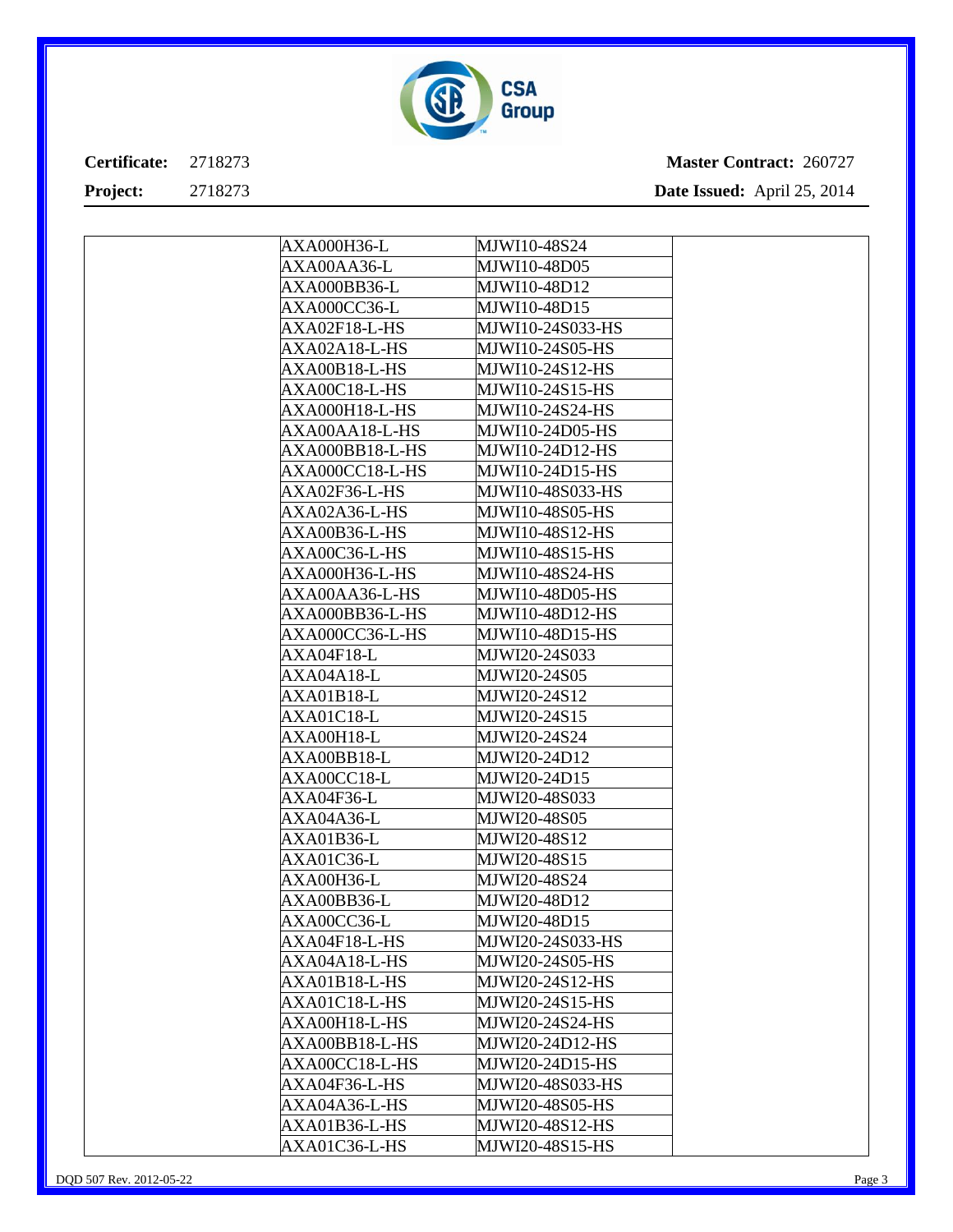**Certificate:** 2718273

**Project:** 2718273

**Master Contract:** 260727

**Date Issued:** April 25, 2014

| | | | |
|---|---|---|---|
| | AXA000H36-L | MJWI10-48S24 | |
| | AXA00AA36-L | MJWI10-48D05 | |
| | AXA000BB36-L | MJWI10-48D12 | |
| | AXA000CC36-L | MJWI10-48D15 | |
| | AXA02F18-L-HS | MJWI10-24S033-HS | |
| | AXA02A18-L-HS | MJWI10-24S05-HS | |
| | AXA00B18-L-HS | MJWI10-24S12-HS | |
| | AXA00C18-L-HS | MJWI10-24S15-HS | |
| | AXA000H18-L-HS | MJWI10-24S24-HS | |
| | AXA00AA18-L-HS | MJWI10-24D05-HS | |
| | AXA000BB18-L-HS | MJWI10-24D12-HS | |
| | AXA000CC18-L-HS | MJWI10-24D15-HS | |
| | AXA02F36-L-HS | MJWI10-48S033-HS | |
| | AXA02A36-L-HS | MJWI10-48S05-HS | |
| | AXA00B36-L-HS | MJWI10-48S12-HS | |
| | AXA00C36-L-HS | MJWI10-48S15-HS | |
| | AXA000H36-L-HS | MJWI10-48S24-HS | |
| | AXA00AA36-L-HS | MJWI10-48D05-HS | |
| | AXA000BB36-L-HS | MJWI10-48D12-HS | |
| | AXA000CC36-L-HS | MJWI10-48D15-HS | |
| | AXA04F18-L | MJWI20-24S033 | |
| | AXA04A18-L | MJWI20-24S05 | |
| | AXA01B18-L | MJWI20-24S12 | |
| | AXA01C18-L | MJWI20-24S15 | |
| | AXA00H18-L | MJWI20-24S24 | |
| | AXA00BB18-L | MJWI20-24D12 | |
| | AXA00CC18-L | MJWI20-24D15 | |
| | AXA04F36-L | MJWI20-48S033 | |
| | AXA04A36-L | MJWI20-48S05 | |
| | AXA01B36-L | MJWI20-48S12 | |
| | AXA01C36-L | MJWI20-48S15 | |
| | AXA00H36-L | MJWI20-48S24 | |
| | AXA00BB36-L | MJWI20-48D12 | |
| | AXA00CC36-L | MJWI20-48D15 | |
| | AXA04F18-L-HS | MJWI20-24S033-HS | |
| | AXA04A18-L-HS | MJWI20-24S05-HS | |
| | AXA01B18-L-HS | MJWI20-24S12-HS | |
| | AXA01C18-L-HS | MJWI20-24S15-HS | |
| | AXA00H18-L-HS | MJWI20-24S24-HS | |
| | AXA00BB18-L-HS | MJWI20-24D12-HS | |
| | AXA00CC18-L-HS | MJWI20-24D15-HS | |
| | AXA04F36-L-HS | MJWI20-48S033-HS | |
| | AXA04A36-L-HS | MJWI20-48S05-HS | |
| | AXA01B36-L-HS | MJWI20-48S12-HS | |
| | AXA01C36-L-HS | MJWI20-48S15-HS | |

DQD 507 Rev. 2012-05-22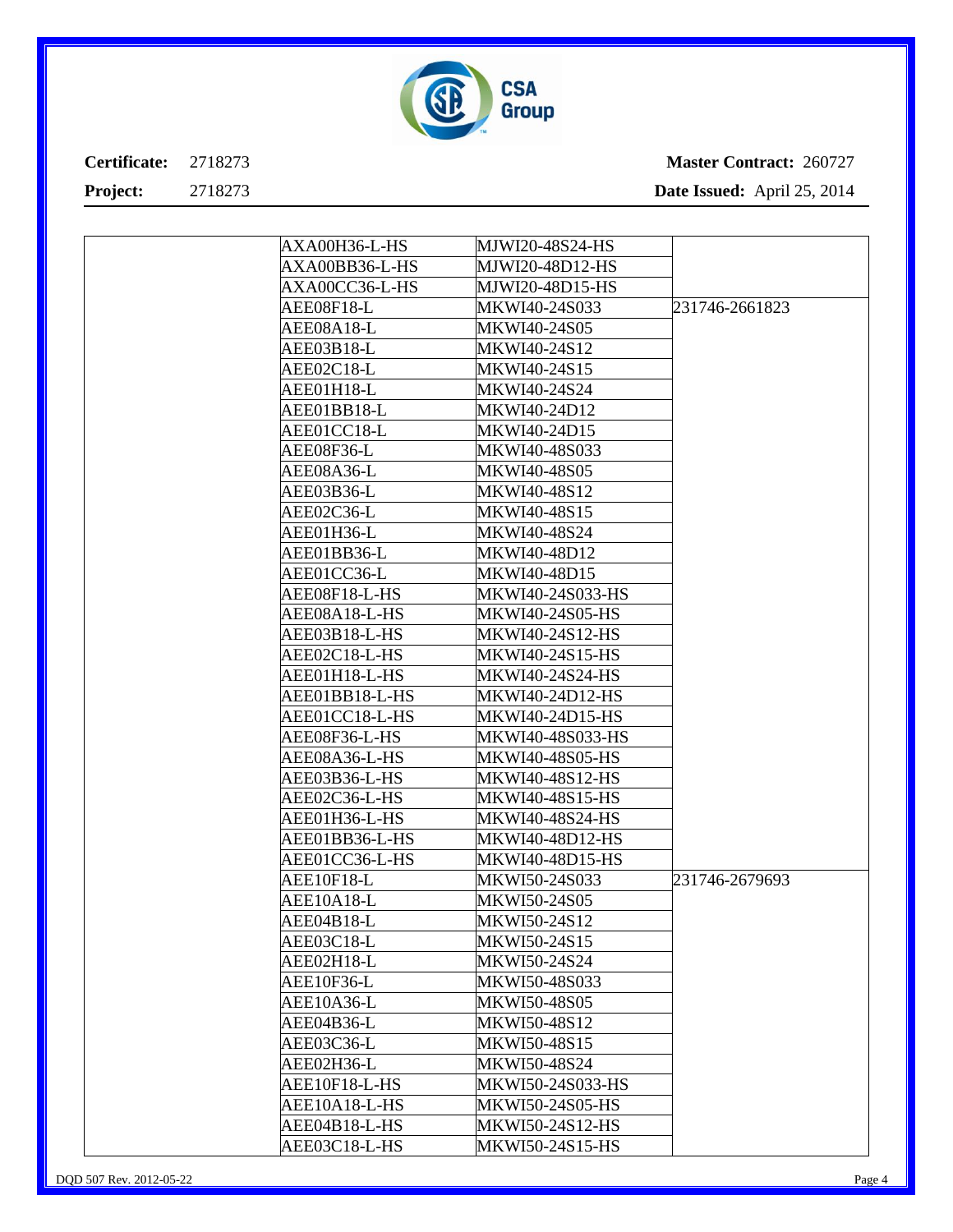**Certificate:** 2718273 **Master Contract:** 260727

**Project:** 2718273 **Date Issued:** April 25, 2014

| | | | |
|---|---|---|---|
| | AXA00H36-L-HS | MJWI20-48S24-HS | |
| | AXA00BB36-L-HS | MJWI20-48D12-HS | |
| | AXA00CC36-L-HS | MJWI20-48D15-HS | |
| | AEE08F18-L | MKWI40-24S033 | 231746-2661823 |
| | AEE08A18-L | MKWI40-24S05 | |
| | AEE03B18-L | MKWI40-24S12 | |
| | AEE02C18-L | MKWI40-24S15 | |
| | AEE01H18-L | MKWI40-24S24 | |
| | AEE01BB18-L | MKWI40-24D12 | |
| | AEE01CC18-L | MKWI40-24D15 | |
| | AEE08F36-L | MKWI40-48S033 | |
| | AEE08A36-L | MKWI40-48S05 | |
| | AEE03B36-L | MKWI40-48S12 | |
| | AEE02C36-L | MKWI40-48S15 | |
| | AEE01H36-L | MKWI40-48S24 | |
| | AEE01BB36-L | MKWI40-48D12 | |
| | AEE01CC36-L | MKWI40-48D15 | |
| | AEE08F18-L-HS | MKWI40-24S033-HS | |
| | AEE08A18-L-HS | MKWI40-24S05-HS | |
| | AEE03B18-L-HS | MKWI40-24S12-HS | |
| | AEE02C18-L-HS | MKWI40-24S15-HS | |
| | AEE01H18-L-HS | MKWI40-24S24-HS | |
| | AEE01BB18-L-HS | MKWI40-24D12-HS | |
| | AEE01CC18-L-HS | MKWI40-24D15-HS | |
| | AEE08F36-L-HS | MKWI40-48S033-HS | |
| | AEE08A36-L-HS | MKWI40-48S05-HS | |
| | AEE03B36-L-HS | MKWI40-48S12-HS | |
| | AEE02C36-L-HS | MKWI40-48S15-HS | |
| | AEE01H36-L-HS | MKWI40-48S24-HS | |
| | AEE01BB36-L-HS | MKWI40-48D12-HS | |
| | AEE01CC36-L-HS | MKWI40-48D15-HS | |
| | AEE10F18-L | MKWI50-24S033 | 231746-2679693 |
| | AEE10A18-L | MKWI50-24S05 | |
| | AEE04B18-L | MKWI50-24S12 | |
| | AEE03C18-L | MKWI50-24S15 | |
| | AEE02H18-L | MKWI50-24S24 | |
| | AEE10F36-L | MKWI50-48S033 | |
| | AEE10A36-L | MKWI50-48S05 | |
| | AEE04B36-L | MKWI50-48S12 | |
| | AEE03C36-L | MKWI50-48S15 | |
| | AEE02H36-L | MKWI50-48S24 | |
| | AEE10F18-L-HS | MKWI50-24S033-HS | |
| | AEE10A18-L-HS | MKWI50-24S05-HS | |
| | AEE04B18-L-HS | MKWI50-24S12-HS | |
| | AEE03C18-L-HS | MKWI50-24S15-HS | |

DQD 507 Rev. 2012-05-22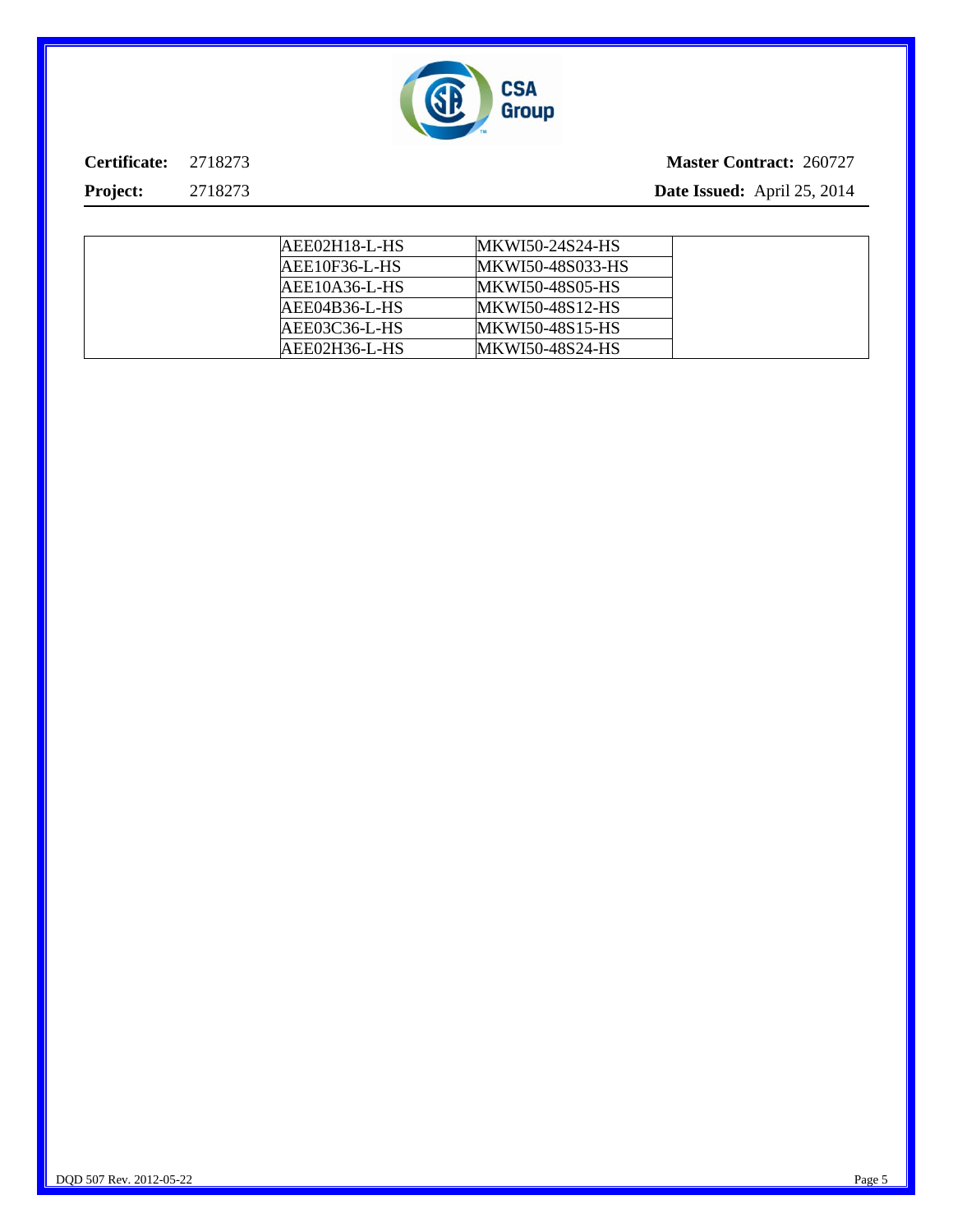| | | | |
|---|---|---|---|
| | AEE02H18-L-HS | MKWI50-24S24-HS | |
| | AEE10F36-L-HS | MKWI50-48S033-HS | |
| | AEE10A36-L-HS | MKWI50-48S05-HS | |
| | AEE04B36-L-HS | MKWI50-48S12-HS | |
| | AEE03C36-L-HS | MKWI50-48S15-HS | |
| | AEE02H36-L-HS | MKWI50-48S24-HS | |